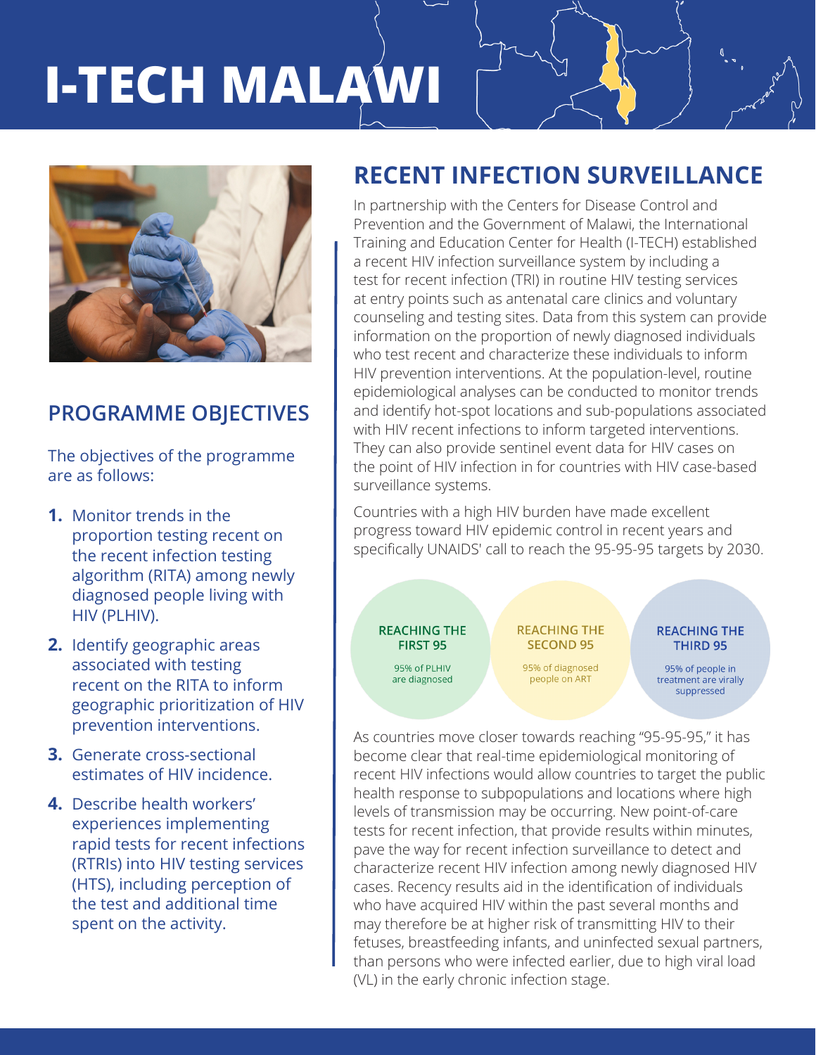# I-TECH MALAWI

## PROGRAMME OBJECTIVES

The objectives of the programme are as follows:

1. Monitor trends in the proportion testing recent on the recent infection testing algorithm (RITA) among newly diagnosed people living with HIV (PLHIV).
2. Identify geographic areas associated with testing recent on the RITA to inform geographic prioritization of HIV prevention interventions.
3. Generate cross-sectional estimates of HIV incidence.
4. Describe health workers' experiences implementing rapid tests for recent infections (RTRIs) into HIV testing services (HTS), including perception of the test and additional time spent on the activity.

## RECENT INFECTION SURVEILLANCE

In partnership with the Centers for Disease Control and Prevention and the Government of Malawi, the International Training and Education Center for Health (I-TECH) established a recent HIV infection surveillance system by including a test for recent infection (TRI) in routine HIV testing services at entry points such as antenatal care clinics and voluntary counseling and testing sites. Data from this system can provide information on the proportion of newly diagnosed individuals who test recent and characterize these individuals to inform HIV prevention interventions. At the population-level, routine epidemiological analyses can be conducted to monitor trends and identify hot-spot locations and sub-populations associated with HIV recent infections to inform targeted interventions. They can also provide sentinel event data for HIV cases on the point of HIV infection in for countries with HIV case-based surveillance systems.

Countries with a high HIV burden have made excellent progress toward HIV epidemic control in recent years and specifically UNAIDS' call to reach the 95-95-95 targets by 2030.

**REACHING THE FIRST 95**
95% of PLHIV are diagnosed

**REACHING THE SECOND 95**
95% of diagnosed people on ART

**REACHING THE THIRD 95**
95% of people in treatment are virally suppressed

As countries move closer towards reaching "95-95-95," it has become clear that real-time epidemiological monitoring of recent HIV infections would allow countries to target the public health response to subpopulations and locations where high levels of transmission may be occurring. New point-of-care tests for recent infection, that provide results within minutes, pave the way for recent infection surveillance to detect and characterize recent HIV infection among newly diagnosed HIV cases. Recency results aid in the identification of individuals who have acquired HIV within the past several months and may therefore be at higher risk of transmitting HIV to their fetuses, breastfeeding infants, and uninfected sexual partners, than persons who were infected earlier, due to high viral load (VL) in the early chronic infection stage.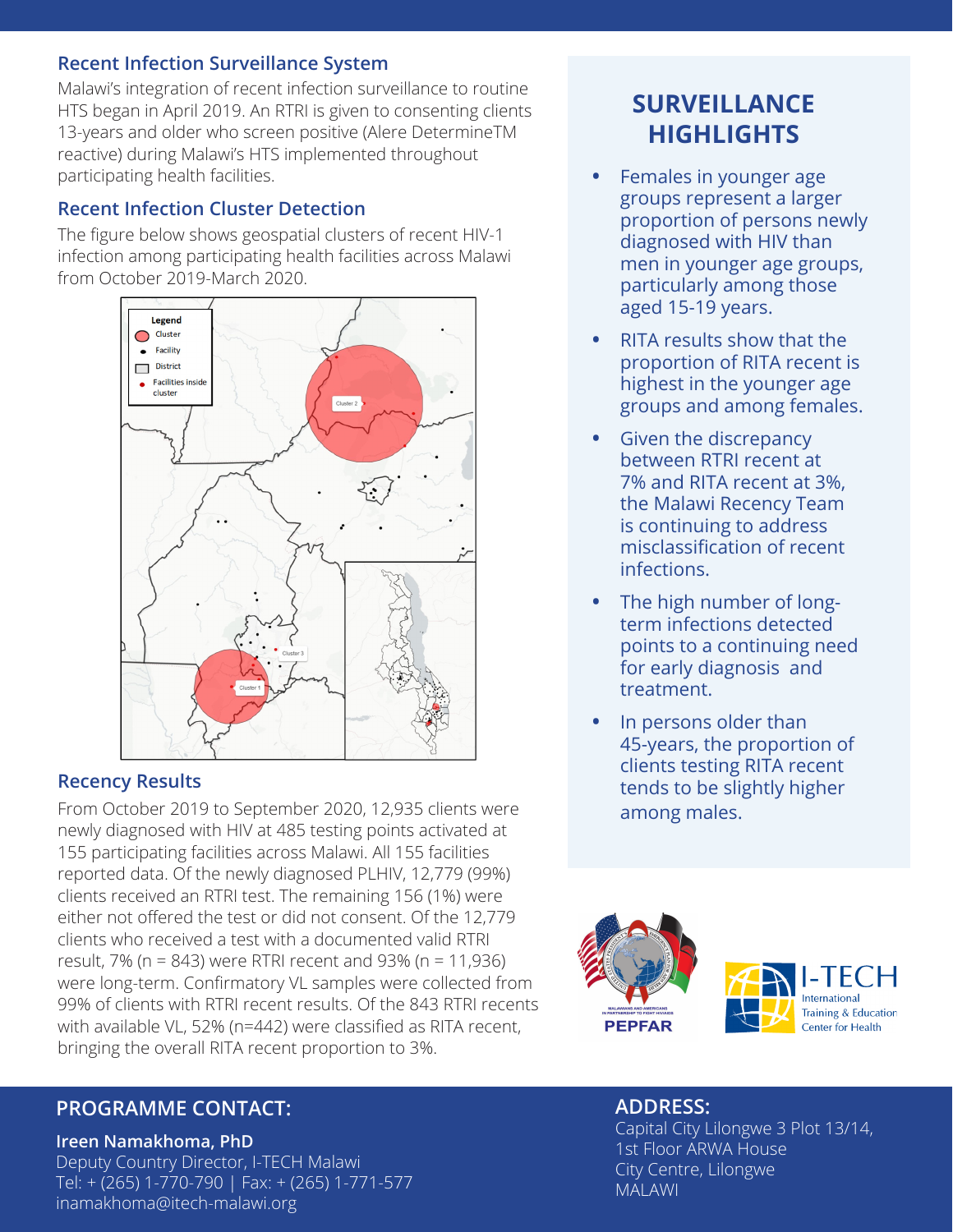## Recent Infection Surveillance System

Malawi's integration of recent infection surveillance to routine HTS began in April 2019. An RTRI is given to consenting clients 13-years and older who screen positive (Alere DetermineTM reactive) during Malawi's HTS implemented throughout participating health facilities.

## Recent Infection Cluster Detection

The figure below shows geospatial clusters of recent HIV-1 infection among participating health facilities across Malawi from October 2019-March 2020.

Legend
Cluster
Facility
District
Facilities inside cluster

Cluster 2
Cluster 3
Cluster 1

## Recency Results

From October 2019 to September 2020, 12,935 clients were newly diagnosed with HIV at 485 testing points activated at 155 participating facilities across Malawi. All 155 facilities reported data. Of the newly diagnosed PLHIV, 12,779 (99%) clients received an RTRI test. The remaining 156 (1%) were either not offered the test or did not consent. Of the 12,779 clients who received a test with a documented valid RTRI result, 7% (n = 843) were RTRI recent and 93% (n = 11,936) were long-term. Confirmatory VL samples were collected from 99% of clients with RTRI recent results. Of the 843 RTRI recents with available VL, 52% (n=442) were classified as RITA recent, bringing the overall RITA recent proportion to 3%.

## SURVEILLANCE HIGHLIGHTS

- Females in younger age groups represent a larger proportion of persons newly diagnosed with HIV than men in younger age groups, particularly among those aged 15-19 years.
- RITA results show that the proportion of RITA recent is highest in the younger age groups and among females.
- Given the discrepancy between RTRI recent at 7% and RITA recent at 3%, the Malawi Recency Team is continuing to address misclassification of recent infections.
- The high number of long-term infections detected points to a continuing need for early diagnosis and treatment.
- In persons older than 45-years, the proportion of clients testing RITA recent tends to be slightly higher among males.

MALAWIANS AND AMERICANS IN PARTNERSHIP TO FIGHT HIV/AIDS
PEPFAR

I-TECH International Training & Education Center for Health

## PROGRAMME CONTACT:

**Ireen Namakhoma, PhD**
Deputy Country Director, I-TECH Malawi
Tel: + (265) 1-770-790 | Fax: + (265) 1-771-577
inamakhoma@itech-malawi.org

## ADDRESS:

Capital City Lilongwe 3 Plot 13/14,
1st Floor ARWA House
City Centre, Lilongwe
MALAWI